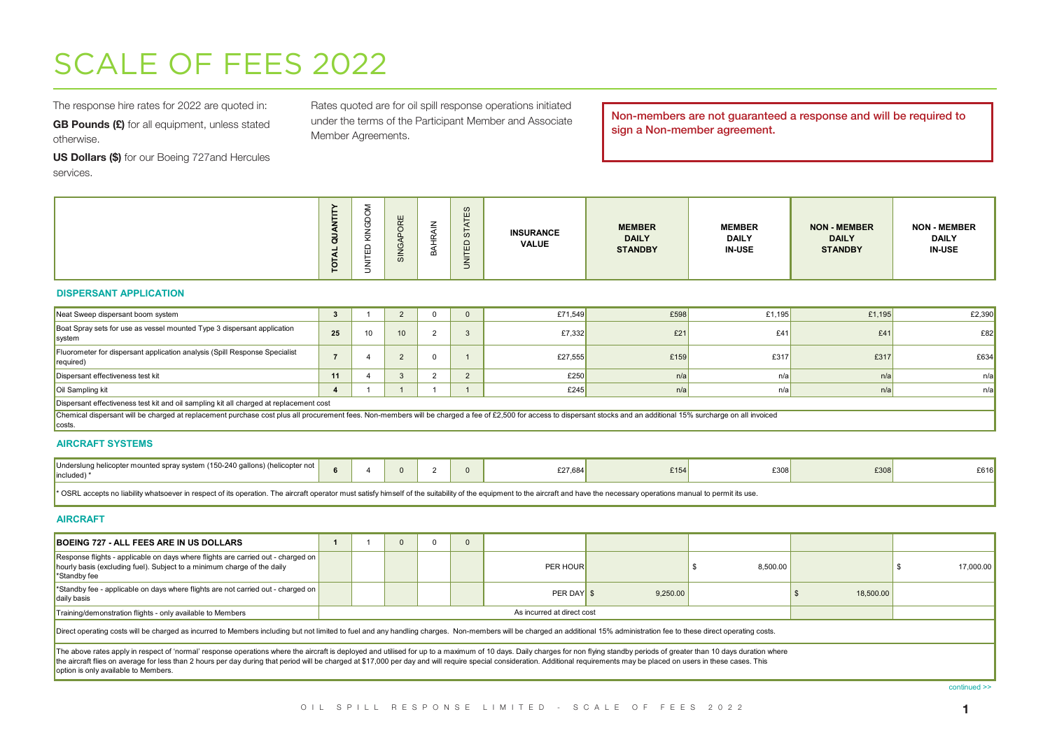# SCALE OF FEES 2022

The response hire rates for 2022 are quoted in:

**GB Pounds (£)** for all equipment, unless stated otherwise.

**US Dollars ($)** for our Boeing 727and Hercules services.

Rates quoted are for oil spill response operations initiated under the terms of the Participant Member and Associate Member Agreements.

**Non-members are not guaranteed a response and will be required to sign a Non-member agreement.**

| | TOTAL QUANTITY | UNITED KINGDOM | SINGAPORE | BAHRAIN | UNITED STATES | INSURANCE VALUE | MEMBER DAILY STANDBY | MEMBER DAILY IN-USE | NON - MEMBER DAILY STANDBY | NON - MEMBER DAILY IN-USE |
|---|---|---|---|---|---|---|---|---|---|---|
| **DISPERSANT APPLICATION** | | | | | | | | | | |
| Neat Sweep dispersant boom system | 3 | 1 | 2 | 0 | 0 | £71,549 | £598 | £1,195 | £1,195 | £2,390 |
| Boat Spray sets for use as vessel mounted Type 3 dispersant application system | 25 | 10 | 10 | 2 | 3 | £7,332 | £21 | £41 | £41 | £82 |
| Fluorometer for dispersant application analysis (Spill Response Specialist required) | 7 | 4 | 2 | 0 | 1 | £27,555 | £159 | £317 | £317 | £634 |
| Dispersant effectiveness test kit | 11 | 4 | 3 | 2 | 2 | £250 | n/a | n/a | n/a | n/a |
| Oil Sampling kit | 4 | 1 | 1 | 1 | 1 | £245 | n/a | n/a | n/a | n/a |
| Dispersant effectiveness test kit and oil sampling kit all charged at replacement cost | | | | | | | | | | |
| Chemical dispersant will be charged at replacement purchase cost plus all procurement fees. Non-members will be charged a fee of £2,500 for access to dispersant stocks and an additional 15% surcharge on all invoiced costs. | | | | | | | | | | |
| **AIRCRAFT SYSTEMS** | | | | | | | | | | |
| Underslung helicopter mounted spray system (150-240 gallons) (helicopter not included) * | 6 | 4 | 0 | 2 | 0 | £27,684 | £154 | £308 | £308 | £616 |
| * OSRL accepts no liability whatsoever in respect of its operation. The aircraft operator must satisfy himself of the suitability of the equipment to the aircraft and have the necessary operations manual to permit its use. | | | | | | | | | | |
| **AIRCRAFT** | | | | | | | | | | |
| **BOEING 727 - ALL FEES ARE IN US DOLLARS** | 1 | 1 | 0 | 0 | 0 | | | | | |
| Response flights - applicable on days where flights are carried out - charged on hourly basis (excluding fuel). Subject to a minimum charge of the daily *Standby fee | | | | | | PER HOUR | | $ 8,500.00 | | $ 17,000.00 |
| *Standby fee - applicable on days where flights are not carried out - charged on daily basis | | | | | | PER DAY | $ 9,250.00 | | $ 18,500.00 | |
| Training/demonstration flights - only available to Members | As incurred at direct cost | | | | | | | | | |
| Direct operating costs will be charged as incurred to Members including but not limited to fuel and any handling charges. Non-members will be charged an additional 15% administration fee to these direct operating costs. | | | | | | | | | | |
| The above rates apply in respect of 'normal' response operations where the aircraft is deployed and utilised for up to a maximum of 10 days. Daily charges for non flying standby periods of greater than 10 days duration where the aircraft flies on average for less than 2 hours per day during that period will be charged at $17,000 per day and will require special consideration. Additional requirements may be placed on users in these cases. This option is only available to Members. | | | | | | | | | | |

continued >>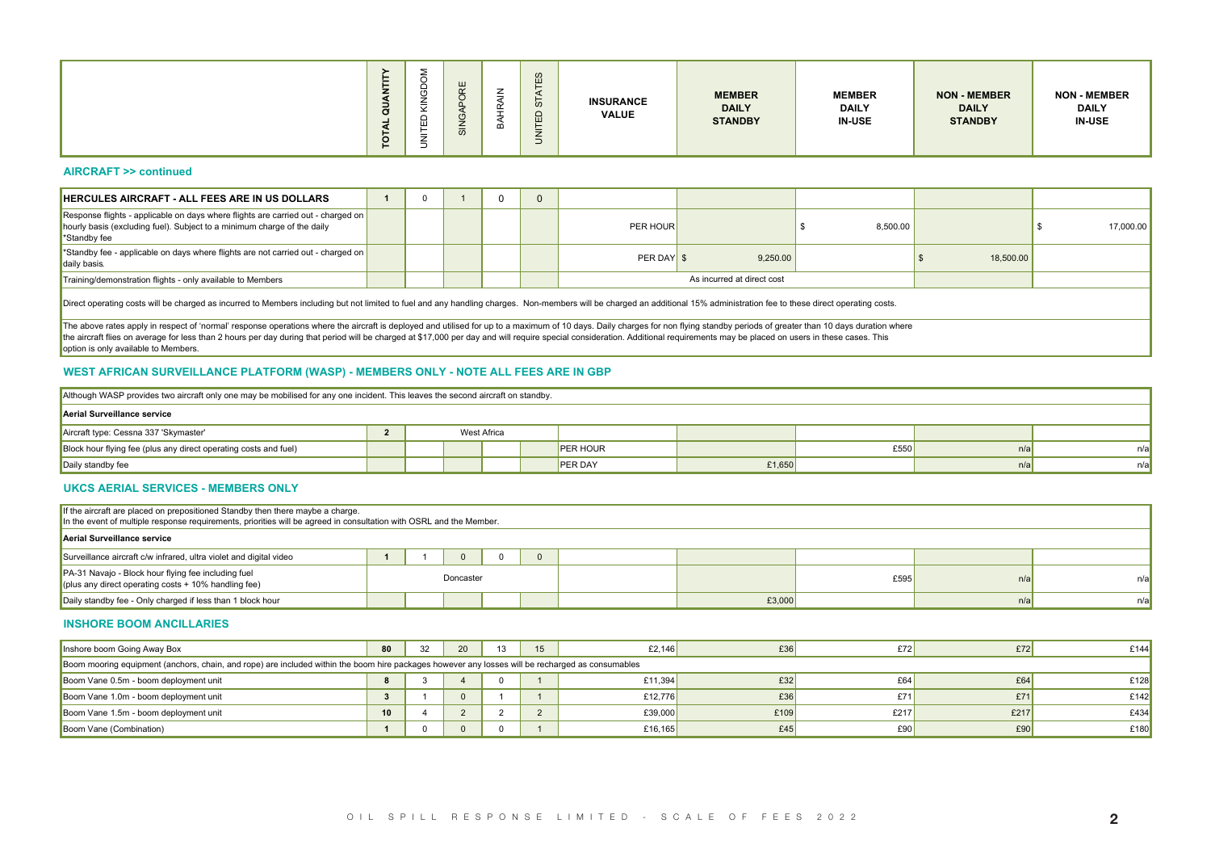## AIRCRAFT >> continued

| | TOTAL QUANTITY | UNITED KINGDOM | SINGAPORE | BAHRAIN | UNITED STATES | INSURANCE VALUE | MEMBER DAILY STANDBY | MEMBER DAILY IN-USE | NON - MEMBER DAILY STANDBY | NON - MEMBER DAILY IN-USE |
|---|---|---|---|---|---|---|---|---|---|---|
| **HERCULES AIRCRAFT - ALL FEES ARE IN US DOLLARS** | **1** | 0 | 1 | 0 | 0 | | | | | |
| Response flights - applicable on days where flights are carried out - charged on hourly basis (excluding fuel). Subject to a minimum charge of the daily *Standby fee | | | | | | PER HOUR | | $ 8,500.00 | | $ 17,000.00 |
| *Standby fee - applicable on days where flights are not carried out - charged on daily basis. | | | | | | PER DAY | $ 9,250.00 | | $ 18,500.00 | |
| Training/demonstration flights - only available to Members | | | | | | | As incurred at direct cost | | | |
| Direct operating costs will be charged as incurred to Members including but not limited to fuel and any handling charges. Non-members will be charged an additional 15% administration fee to these direct operating costs. | | | | | | | | | | |
| The above rates apply in respect of 'normal' response operations where the aircraft is deployed and utilised for up to a maximum of 10 days. Daily charges for non flying standby periods of greater than 10 days duration where the aircraft flies on average for less than 2 hours per day during that period will be charged at $17,000 per day and will require special consideration. Additional requirements may be placed on users in these cases. This option is only available to Members. | | | | | | | | | | |

## WEST AFRICAN SURVEILLANCE PLATFORM (WASP) - MEMBERS ONLY - NOTE ALL FEES ARE IN GBP

| | TOTAL QUANTITY | UNITED KINGDOM | SINGAPORE | BAHRAIN | UNITED STATES | INSURANCE VALUE | MEMBER DAILY STANDBY | MEMBER DAILY IN-USE | NON - MEMBER DAILY STANDBY | NON - MEMBER DAILY IN-USE |
|---|---|---|---|---|---|---|---|---|---|---|
| Although WASP provides two aircraft only one may be mobilised for any one incident. This leaves the second aircraft on standby. | | | | | | | | | | |
| **Aerial Surveillance service** | | | | | | | | | | |
| Aircraft type: Cessna 337 'Skymaster' | **2** | | West Africa | | | | | | | |
| Block hour flying fee (plus any direct operating costs and fuel) | | | | | | PER HOUR | | £550 | n/a | n/a |
| Daily standby fee | | | | | | PER DAY | £1,650 | | n/a | n/a |

## UKCS AERIAL SERVICES - MEMBERS ONLY

| | TOTAL QUANTITY | UNITED KINGDOM | SINGAPORE | BAHRAIN | UNITED STATES | INSURANCE VALUE | MEMBER DAILY STANDBY | MEMBER DAILY IN-USE | NON - MEMBER DAILY STANDBY | NON - MEMBER DAILY IN-USE |
|---|---|---|---|---|---|---|---|---|---|---|
| If the aircraft are placed on prepositioned Standby then there maybe a charge. In the event of multiple response requirements, priorities will be agreed in consultation with OSRL and the Member. | | | | | | | | | | |
| **Aerial Surveillance service** | | | | | | | | | | |
| Surveillance aircraft c/w infrared, ultra violet and digital video | **1** | 1 | 0 | 0 | 0 | | | | | |
| PA-31 Navajo - Block hour flying fee including fuel (plus any direct operating costs + 10% handling fee) | | | Doncaster | | | | | £595 | n/a | n/a |
| Daily standby fee - Only charged if less than 1 block hour | | | | | | | £3,000 | | n/a | n/a |

## INSHORE BOOM ANCILLARIES

| | TOTAL QUANTITY | UNITED KINGDOM | SINGAPORE | BAHRAIN | UNITED STATES | INSURANCE VALUE | MEMBER DAILY STANDBY | MEMBER DAILY IN-USE | NON - MEMBER DAILY STANDBY | NON - MEMBER DAILY IN-USE |
|---|---|---|---|---|---|---|---|---|---|---|
| Inshore boom Going Away Box | **80** | 32 | 20 | 13 | 15 | £2,146 | £36 | £72 | £72 | £144 |
| Boom mooring equipment (anchors, chain, and rope) are included within the boom hire packages however any losses will be recharged as consumables | | | | | | | | | | |
| Boom Vane 0.5m - boom deployment unit | **8** | 3 | 4 | 0 | 1 | £11,394 | £32 | £64 | £64 | £128 |
| Boom Vane 1.0m - boom deployment unit | **3** | 1 | 0 | 1 | 1 | £12,776 | £36 | £71 | £71 | £142 |
| Boom Vane 1.5m - boom deployment unit | **10** | 4 | 2 | 2 | 2 | £39,000 | £109 | £217 | £217 | £434 |
| Boom Vane (Combination) | **1** | 0 | 0 | 0 | 1 | £16,165 | £45 | £90 | £90 | £180 |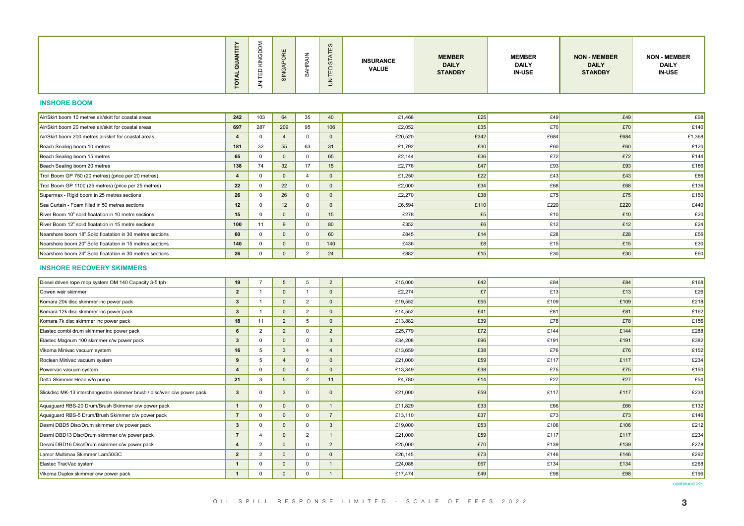| | TOTAL QUANTITY | UNITED KINGDOM | SINGAPORE | BAHRAIN | UNITED STATES | INSURANCE VALUE | MEMBER DAILY STANDBY | MEMBER DAILY IN-USE | NON - MEMBER DAILY STANDBY | NON - MEMBER DAILY IN-USE |
|---|---|---|---|---|---|---|---|---|---|---|
| **INSHORE BOOM** | | | | | | | | | | |
| Air/Skirt boom 10 metres air/skirt for coastal areas | **242** | 103 | 64 | 35 | 40 | £1,468 | £25 | £49 | £49 | £98 |
| Air/Skirt boom 20 metres air/skirt for coastal areas | **697** | 287 | 209 | 95 | 106 | £2,052 | £35 | £70 | £70 | £140 |
| Air/Skirt boom 200 metres air/skirt for coastal areas | **4** | 0 | 4 | 0 | 0 | £20,520 | £342 | £684 | £684 | £1,368 |
| Beach Sealing boom 10 metres | **181** | 32 | 55 | 63 | 31 | £1,792 | £30 | £60 | £60 | £120 |
| Beach Sealing boom 15 metres | **65** | 0 | 0 | 0 | 65 | £2,144 | £36 | £72 | £72 | £144 |
| Beach Sealing boom 20 metres | **138** | 74 | 32 | 17 | 15 | £2,776 | £47 | £93 | £93 | £186 |
| Troil Boom GP 750 (20 metres) (price per 20 metres) | **4** | 0 | 0 | 4 | 0 | £1,250 | £22 | £43 | £43 | £86 |
| Troil Boom GP 1100 (25 metres) (price per 25 metres) | **22** | 0 | 22 | 0 | 0 | £2,000 | £34 | £68 | £68 | £136 |
| Supermax - Rigid boom in 25 metres sections | **26** | 0 | 26 | 0 | 0 | £2,270 | £38 | £75 | £75 | £150 |
| Sea Curtain - Foam filled in 50 metres sections | **12** | 0 | 12 | 0 | 0 | £6,594 | £110 | £220 | £220 | £440 |
| River Boom 10" solid floatation in 10 metre sections | **15** | 0 | 0 | 0 | 15 | £278 | £5 | £10 | £10 | £20 |
| River Boom 12" solid floatation in 15 metre sections | **100** | 11 | 9 | 0 | 80 | £352 | £6 | £12 | £12 | £24 |
| Nearshore boom 18" Solid floatation in 30 metres sections | **60** | 0 | 0 | 0 | 60 | £845 | £14 | £28 | £28 | £56 |
| Nearshore boom 20" Solid floatation in 15 metres sections | **140** | 0 | 0 | 0 | 140 | £436 | £8 | £15 | £15 | £30 |
| Nearshore boom 24" Solid floatation in 30 metres sections | **26** | 0 | 0 | 2 | 24 | £882 | £15 | £30 | £30 | £60 |
| **INSHORE RECOVERY SKIMMERS** | | | | | | | | | | |
| Diesel driven rope mop system OM 140 Capacity 3-5 tph | **19** | 7 | 5 | 5 | 2 | £15,000 | £42 | £84 | £84 | £168 |
| Cowen weir skimmer | **2** | 1 | 0 | 1 | 0 | £2,274 | £7 | £13 | £13 | £26 |
| Komara 20k disc skimmer inc power pack | **3** | 1 | 0 | 2 | 0 | £19,552 | £55 | £109 | £109 | £218 |
| Komara 12k disc skimmer inc power pack | **3** | 1 | 0 | 2 | 0 | £14,552 | £41 | £81 | £81 | £162 |
| Komara 7k disc skimmer inc power pack | **18** | 11 | 2 | 5 | 0 | £13,882 | £39 | £78 | £78 | £156 |
| Elastec combi drum skimmer inc power pack | **6** | 2 | 2 | 0 | 2 | £25,779 | £72 | £144 | £144 | £288 |
| Elastec Magnum 100 skimmer c/w power pack | **3** | 0 | 0 | 0 | 3 | £34,208 | £96 | £191 | £191 | £382 |
| Vikoma Minivac vacuum system | **16** | 5 | 3 | 4 | 4 | £13,659 | £38 | £76 | £76 | £152 |
| Roclean Minivac vacuum system | **9** | 5 | 4 | 0 | 0 | £21,000 | £59 | £117 | £117 | £234 |
| Powervac vacuum system | **4** | 0 | 0 | 4 | 0 | £13,349 | £38 | £75 | £75 | £150 |
| Delta Skimmer Head w/o pump | **21** | 3 | 5 | 2 | 11 | £4,780 | £14 | £27 | £27 | £54 |
| Slickdisc MK-13 interchangeable skimmer brush / disc/weir c/w power pack | **3** | 0 | 3 | 0 | 0 | £21,000 | £59 | £117 | £117 | £234 |
| Aquaguard RBS-20 Drum/Brush Skimmer c/w power pack | **1** | 0 | 0 | 0 | 1 | £11,829 | £33 | £66 | £66 | £132 |
| Aquaguard RBS-5 Drum/Brush Skimmer c/w power pack | **7** | 0 | 0 | 0 | 7 | £13,110 | £37 | £73 | £73 | £146 |
| Desmi DBD5 Disc/Drum skimmer c/w power pack | **3** | 0 | 0 | 0 | 3 | £19,000 | £53 | £106 | £106 | £212 |
| Desmi DBD13 Disc/Drum skimmer c/w power pack | **7** | 4 | 0 | 2 | 1 | £21,000 | £59 | £117 | £117 | £234 |
| Desmi DBD16 Disc/Drum skimmer c/w power pack | **4** | 2 | 0 | 0 | 2 | £25,000 | £70 | £139 | £139 | £278 |
| Lamor Multimax Skimmer Lam50/3C | **2** | 2 | 0 | 0 | 0 | £26,145 | £73 | £146 | £146 | £292 |
| Elastec TracVac system | **1** | 0 | 0 | 0 | 1 | £24,088 | £67 | £134 | £134 | £268 |
| Vikoma Duplex skimmer c/w power pack | **1** | 0 | 0 | 0 | 1 | £17,474 | £49 | £98 | £98 | £196 |

continued >>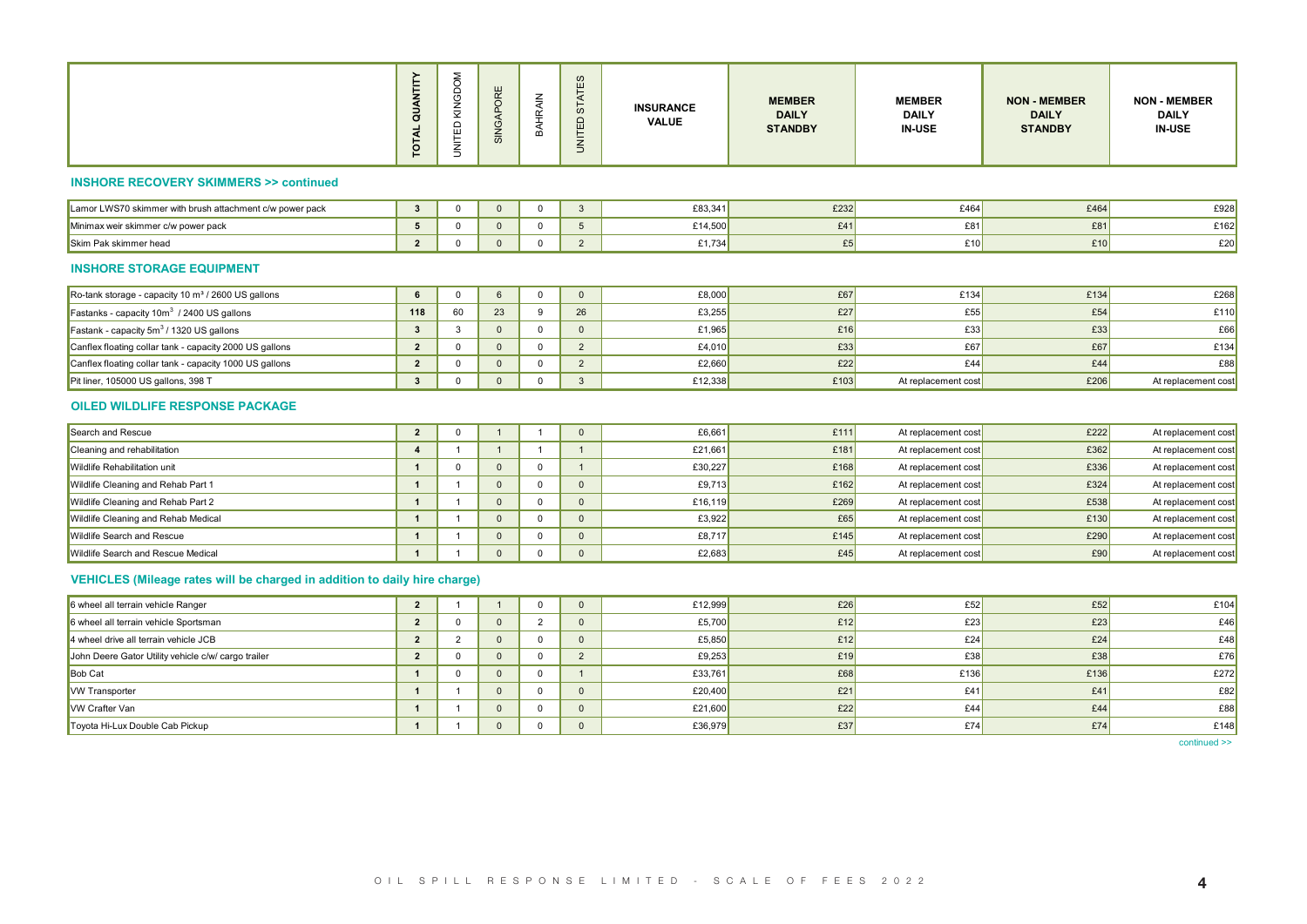| | TOTAL QUANTITY | UNITED KINGDOM | SINGAPORE | BAHRAIN | UNITED STATES | INSURANCE VALUE | MEMBER DAILY STANDBY | MEMBER DAILY IN-USE | NON - MEMBER DAILY STANDBY | NON - MEMBER DAILY IN-USE |
|---|---|---|---|---|---|---|---|---|---|---|
| **INSHORE RECOVERY SKIMMERS >> continued** | | | | | | | | | | |
| Lamor LWS70 skimmer with brush attachment c/w power pack | 3 | 0 | 0 | 0 | 3 | £83,341 | £232 | £464 | £464 | £928 |
| Minimax weir skimmer c/w power pack | 5 | 0 | 0 | 0 | 5 | £14,500 | £41 | £81 | £81 | £162 |
| Skim Pak skimmer head | 2 | 0 | 0 | 0 | 2 | £1,734 | £5 | £10 | £10 | £20 |
| **INSHORE STORAGE EQUIPMENT** | | | | | | | | | | |
| Ro-tank storage - capacity 10 m³ / 2600 US gallons | 6 | 0 | 6 | 0 | 0 | £8,000 | £67 | £134 | £134 | £268 |
| Fastanks - capacity 10m³ / 2400 US gallons | 118 | 60 | 23 | 9 | 26 | £3,255 | £27 | £55 | £54 | £110 |
| Fastank - capacity 5m³ / 1320 US gallons | 3 | 3 | 0 | 0 | 0 | £1,965 | £16 | £33 | £33 | £66 |
| Canflex floating collar tank - capacity 2000 US gallons | 2 | 0 | 0 | 0 | 2 | £4,010 | £33 | £67 | £67 | £134 |
| Canflex floating collar tank - capacity 1000 US gallons | 2 | 0 | 0 | 0 | 2 | £2,660 | £22 | £44 | £44 | £88 |
| Pit liner, 105000 US gallons, 398 T | 3 | 0 | 0 | 0 | 3 | £12,338 | £103 | At replacement cost | £206 | At replacement cost |
| **OILED WILDLIFE RESPONSE PACKAGE** | | | | | | | | | | |
| Search and Rescue | 2 | 0 | 1 | 1 | 0 | £6,661 | £111 | At replacement cost | £222 | At replacement cost |
| Cleaning and rehabilitation | 4 | 1 | 1 | 1 | 1 | £21,661 | £181 | At replacement cost | £362 | At replacement cost |
| Wildlife Rehabilitation unit | 1 | 0 | 0 | 0 | 1 | £30,227 | £168 | At replacement cost | £336 | At replacement cost |
| Wildlife Cleaning and Rehab Part 1 | 1 | 1 | 0 | 0 | 0 | £9,713 | £162 | At replacement cost | £324 | At replacement cost |
| Wildlife Cleaning and Rehab Part 2 | 1 | 1 | 0 | 0 | 0 | £16,119 | £269 | At replacement cost | £538 | At replacement cost |
| Wildlife Cleaning and Rehab Medical | 1 | 1 | 0 | 0 | 0 | £3,922 | £65 | At replacement cost | £130 | At replacement cost |
| Wildlife Search and Rescue | 1 | 1 | 0 | 0 | 0 | £8,717 | £145 | At replacement cost | £290 | At replacement cost |
| Wildlife Search and Rescue Medical | 1 | 1 | 0 | 0 | 0 | £2,683 | £45 | At replacement cost | £90 | At replacement cost |
| **VEHICLES (Mileage rates will be charged in addition to daily hire charge)** | | | | | | | | | | |
| 6 wheel all terrain vehicle Ranger | 2 | 1 | 1 | 0 | 0 | £12,999 | £26 | £52 | £52 | £104 |
| 6 wheel all terrain vehicle Sportsman | 2 | 0 | 0 | 2 | 0 | £5,700 | £12 | £23 | £23 | £46 |
| 4 wheel drive all terrain vehicle JCB | 2 | 2 | 0 | 0 | 0 | £5,850 | £12 | £24 | £24 | £48 |
| John Deere Gator Utility vehicle c/w/ cargo trailer | 2 | 0 | 0 | 0 | 2 | £9,253 | £19 | £38 | £38 | £76 |
| Bob Cat | 1 | 0 | 0 | 0 | 1 | £33,761 | £68 | £136 | £136 | £272 |
| VW Transporter | 1 | 1 | 0 | 0 | 0 | £20,400 | £21 | £41 | £41 | £82 |
| VW Crafter Van | 1 | 1 | 0 | 0 | 0 | £21,600 | £22 | £44 | £44 | £88 |
| Toyota Hi-Lux Double Cab Pickup | 1 | 1 | 0 | 0 | 0 | £36,979 | £37 | £74 | £74 | £148 |

continued >>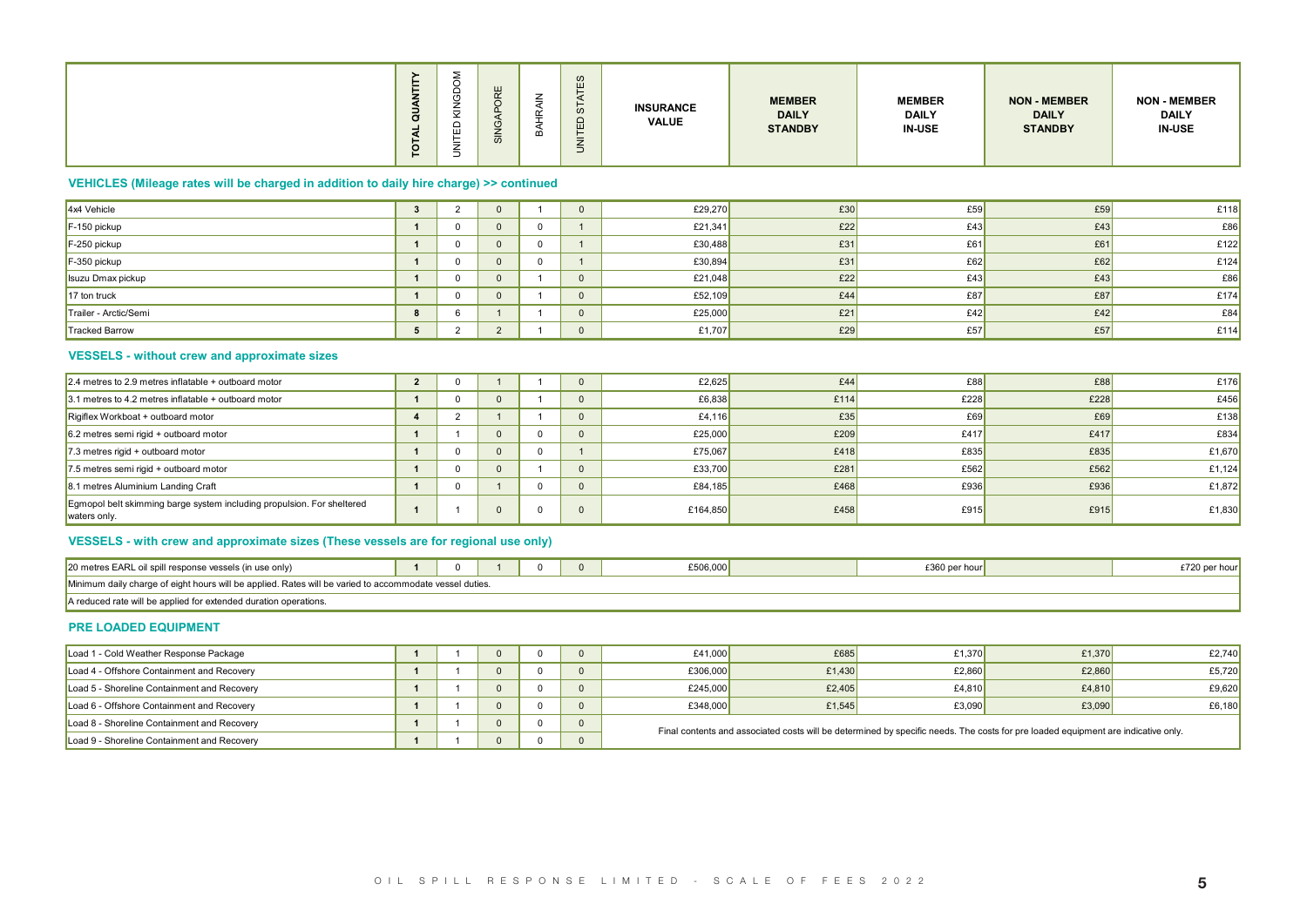| | TOTAL QUANTITY | UNITED KINGDOM | SINGAPORE | BAHRAIN | UNITED STATES | INSURANCE VALUE | MEMBER DAILY STANDBY | MEMBER DAILY IN-USE | NON - MEMBER DAILY STANDBY | NON - MEMBER DAILY IN-USE |
|---|---|---|---|---|---|---|---|---|---|---|

### VEHICLES (Mileage rates will be charged in addition to daily hire charge) >> continued

| | | | | | | | | | | |
|---|---|---|---|---|---|---|---|---|---|---|
| 4x4 Vehicle | **3** | 2 | 0 | 1 | 0 | £29,270 | £30 | £59 | £59 | £118 |
| F-150 pickup | **1** | 0 | 0 | 0 | 1 | £21,341 | £22 | £43 | £43 | £86 |
| F-250 pickup | **1** | 0 | 0 | 0 | 1 | £30,488 | £31 | £61 | £61 | £122 |
| F-350 pickup | **1** | 0 | 0 | 0 | 1 | £30,894 | £31 | £62 | £62 | £124 |
| Isuzu Dmax pickup | **1** | 0 | 0 | 1 | 0 | £21,048 | £22 | £43 | £43 | £86 |
| 17 ton truck | **1** | 0 | 0 | 1 | 0 | £52,109 | £44 | £87 | £87 | £174 |
| Trailer - Arctic/Semi | **8** | 6 | 1 | 1 | 0 | £25,000 | £21 | £42 | £42 | £84 |
| Tracked Barrow | **5** | 2 | 2 | 1 | 0 | £1,707 | £29 | £57 | £57 | £114 |

### VESSELS - without crew and approximate sizes

| | | | | | | | | | | |
|---|---|---|---|---|---|---|---|---|---|---|
| 2.4 metres to 2.9 metres inflatable + outboard motor | **2** | 0 | 1 | 1 | 0 | £2,625 | £44 | £88 | £88 | £176 |
| 3.1 metres to 4.2 metres inflatable + outboard motor | **1** | 0 | 0 | 1 | 0 | £6,838 | £114 | £228 | £228 | £456 |
| Rigiflex Workboat + outboard motor | **4** | 2 | 1 | 1 | 0 | £4,116 | £35 | £69 | £69 | £138 |
| 6.2 metres semi rigid + outboard motor | **1** | 1 | 0 | 0 | 0 | £25,000 | £209 | £417 | £417 | £834 |
| 7.3 metres rigid + outboard motor | **1** | 0 | 0 | 0 | 1 | £75,067 | £418 | £835 | £835 | £1,670 |
| 7.5 metres semi rigid + outboard motor | **1** | 0 | 0 | 1 | 0 | £33,700 | £281 | £562 | £562 | £1,124 |
| 8.1 metres Aluminium Landing Craft | **1** | 0 | 1 | 0 | 0 | £84,185 | £468 | £936 | £936 | £1,872 |
| Egmopol belt skimming barge system including propulsion. For sheltered waters only. | **1** | 1 | 0 | 0 | 0 | £164,850 | £458 | £915 | £915 | £1,830 |

### VESSELS - with crew and approximate sizes (These vessels are for regional use only)

| | | | | | | | | | | |
|---|---|---|---|---|---|---|---|---|---|---|
| 20 metres EARL oil spill response vessels (in use only) | **1** | 0 | 1 | 0 | 0 | £506,000 | | £360 per hour | | £720 per hour |
| Minimum daily charge of eight hours will be applied. Rates will be varied to accommodate vessel duties. | | | | | | | | | | |
| A reduced rate will be applied for extended duration operations. | | | | | | | | | | |

### PRE LOADED EQUIPMENT

| | | | | | | | | | | |
|---|---|---|---|---|---|---|---|---|---|---|
| Load 1 - Cold Weather Response Package | **1** | 1 | 0 | 0 | 0 | £41,000 | £685 | £1,370 | £1,370 | £2,740 |
| Load 4 - Offshore Containment and Recovery | **1** | 1 | 0 | 0 | 0 | £306,000 | £1,430 | £2,860 | £2,860 | £5,720 |
| Load 5 - Shoreline Containment and Recovery | **1** | 1 | 0 | 0 | 0 | £245,000 | £2,405 | £4,810 | £4,810 | £9,620 |
| Load 6 - Offshore Containment and Recovery | **1** | 1 | 0 | 0 | 0 | £348,000 | £1,545 | £3,090 | £3,090 | £6,180 |
| Load 8 - Shoreline Containment and Recovery | **1** | 1 | 0 | 0 | 0 | Final contents and associated costs will be determined by specific needs. The costs for pre loaded equipment are indicative only. | | | | |
| Load 9 - Shoreline Containment and Recovery | **1** | 1 | 0 | 0 | 0 | | | | | |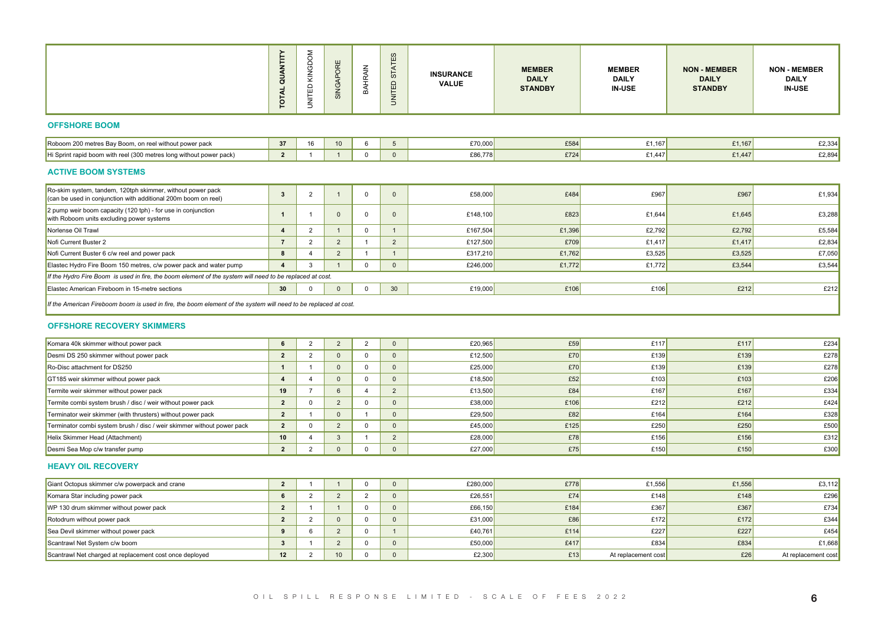| | TOTAL QUANTITY | UNITED KINGDOM | SINGAPORE | BAHRAIN | UNITED STATES | INSURANCE VALUE | MEMBER DAILY STANDBY | MEMBER DAILY IN-USE | NON - MEMBER DAILY STANDBY | NON - MEMBER DAILY IN-USE |
|---|---|---|---|---|---|---|---|---|---|---|

## OFFSHORE BOOM

| | TOTAL QUANTITY | UNITED KINGDOM | SINGAPORE | BAHRAIN | UNITED STATES | INSURANCE VALUE | MEMBER DAILY STANDBY | MEMBER DAILY IN-USE | NON - MEMBER DAILY STANDBY | NON - MEMBER DAILY IN-USE |
|---|---|---|---|---|---|---|---|---|---|---|
| Roboom 200 metres Bay Boom, on reel without power pack | 37 | 16 | 10 | 6 | 5 | £70,000 | £584 | £1,167 | £1,167 | £2,334 |
| Hi Sprint rapid boom with reel (300 metres long without power pack) | 2 | 1 | 1 | 0 | 0 | £86,778 | £724 | £1,447 | £1,447 | £2,894 |

## ACTIVE BOOM SYSTEMS

| | TOTAL QUANTITY | UNITED KINGDOM | SINGAPORE | BAHRAIN | UNITED STATES | INSURANCE VALUE | MEMBER DAILY STANDBY | MEMBER DAILY IN-USE | NON - MEMBER DAILY STANDBY | NON - MEMBER DAILY IN-USE |
|---|---|---|---|---|---|---|---|---|---|---|
| Ro-skim system, tandem, 120tph skimmer, without power pack (can be used in conjunction with additional 200m boom on reel) | 3 | 2 | 1 | 0 | 0 | £58,000 | £484 | £967 | £967 | £1,934 |
| 2 pump weir boom capacity (120 tph) - for use in conjunction with Roboom units excluding power systems | 1 | 1 | 0 | 0 | 0 | £148,100 | £823 | £1,644 | £1,645 | £3,288 |
| Norlense Oil Trawl | 4 | 2 | 1 | 0 | 1 | £167,504 | £1,396 | £2,792 | £2,792 | £5,584 |
| Nofi Current Buster 2 | 7 | 2 | 2 | 1 | 2 | £127,500 | £709 | £1,417 | £1,417 | £2,834 |
| Nofi Current Buster 6 c/w reel and power pack | 8 | 4 | 2 | 1 | 1 | £317,210 | £1,762 | £3,525 | £3,525 | £7,050 |
| Elastec Hydro Fire Boom 150 metres, c/w power pack and water pump | 4 | 3 | 1 | 0 | 0 | £246,000 | £1,772 | £1,772 | £3,544 | £3,544 |
| *If the Hydro Fire Boom is used in fire, the boom element of the system will need to be replaced at cost.* | | | | | | | | | | |
| Elastec American Fireboom in 15-metre sections | 30 | 0 | 0 | 0 | 30 | £19,000 | £106 | £106 | £212 | £212 |
| *If the American Fireboom boom is used in fire, the boom element of the system will need to be replaced at cost.* | | | | | | | | | | |

## OFFSHORE RECOVERY SKIMMERS

| | TOTAL QUANTITY | UNITED KINGDOM | SINGAPORE | BAHRAIN | UNITED STATES | INSURANCE VALUE | MEMBER DAILY STANDBY | MEMBER DAILY IN-USE | NON - MEMBER DAILY STANDBY | NON - MEMBER DAILY IN-USE |
|---|---|---|---|---|---|---|---|---|---|---|
| Komara 40k skimmer without power pack | 6 | 2 | 2 | 2 | 0 | £20,965 | £59 | £117 | £117 | £234 |
| Desmi DS 250 skimmer without power pack | 2 | 2 | 0 | 0 | 0 | £12,500 | £70 | £139 | £139 | £278 |
| Ro-Disc attachment for DS250 | 1 | 1 | 0 | 0 | 0 | £25,000 | £70 | £139 | £139 | £278 |
| GT185 weir skimmer without power pack | 4 | 4 | 0 | 0 | 0 | £18,500 | £52 | £103 | £103 | £206 |
| Termite weir skimmer without power pack | 19 | 7 | 6 | 4 | 2 | £13,500 | £84 | £167 | £167 | £334 |
| Termite combi system brush / disc / weir without power pack | 2 | 0 | 2 | 0 | 0 | £38,000 | £106 | £212 | £212 | £424 |
| Terminator weir skimmer (with thrusters) without power pack | 2 | 1 | 0 | 1 | 0 | £29,500 | £82 | £164 | £164 | £328 |
| Terminator combi system brush / disc / weir skimmer without power pack | 2 | 0 | 2 | 0 | 0 | £45,000 | £125 | £250 | £250 | £500 |
| Helix Skimmer Head (Attachment) | 10 | 4 | 3 | 1 | 2 | £28,000 | £78 | £156 | £156 | £312 |
| Desmi Sea Mop c/w transfer pump | 2 | 2 | 0 | 0 | 0 | £27,000 | £75 | £150 | £150 | £300 |

## HEAVY OIL RECOVERY

| | TOTAL QUANTITY | UNITED KINGDOM | SINGAPORE | BAHRAIN | UNITED STATES | INSURANCE VALUE | MEMBER DAILY STANDBY | MEMBER DAILY IN-USE | NON - MEMBER DAILY STANDBY | NON - MEMBER DAILY IN-USE |
|---|---|---|---|---|---|---|---|---|---|---|
| Giant Octopus skimmer c/w powerpack and crane | 2 | 1 | 1 | 0 | 0 | £280,000 | £778 | £1,556 | £1,556 | £3,112 |
| Komara Star including power pack | 6 | 2 | 2 | 2 | 0 | £26,551 | £74 | £148 | £148 | £296 |
| WP 130 drum skimmer without power pack | 2 | 1 | 1 | 0 | 0 | £66,150 | £184 | £367 | £367 | £734 |
| Rotodrum without power pack | 2 | 2 | 0 | 0 | 0 | £31,000 | £86 | £172 | £172 | £344 |
| Sea Devil skimmer without power pack | 9 | 6 | 2 | 0 | 1 | £40,761 | £114 | £227 | £227 | £454 |
| Scantrawl Net System c/w boom | 3 | 1 | 2 | 0 | 0 | £50,000 | £417 | £834 | £834 | £1,668 |
| Scantrawl Net charged at replacement cost once deployed | 12 | 2 | 10 | 0 | 0 | £2,300 | £13 | At replacement cost | £26 | At replacement cost |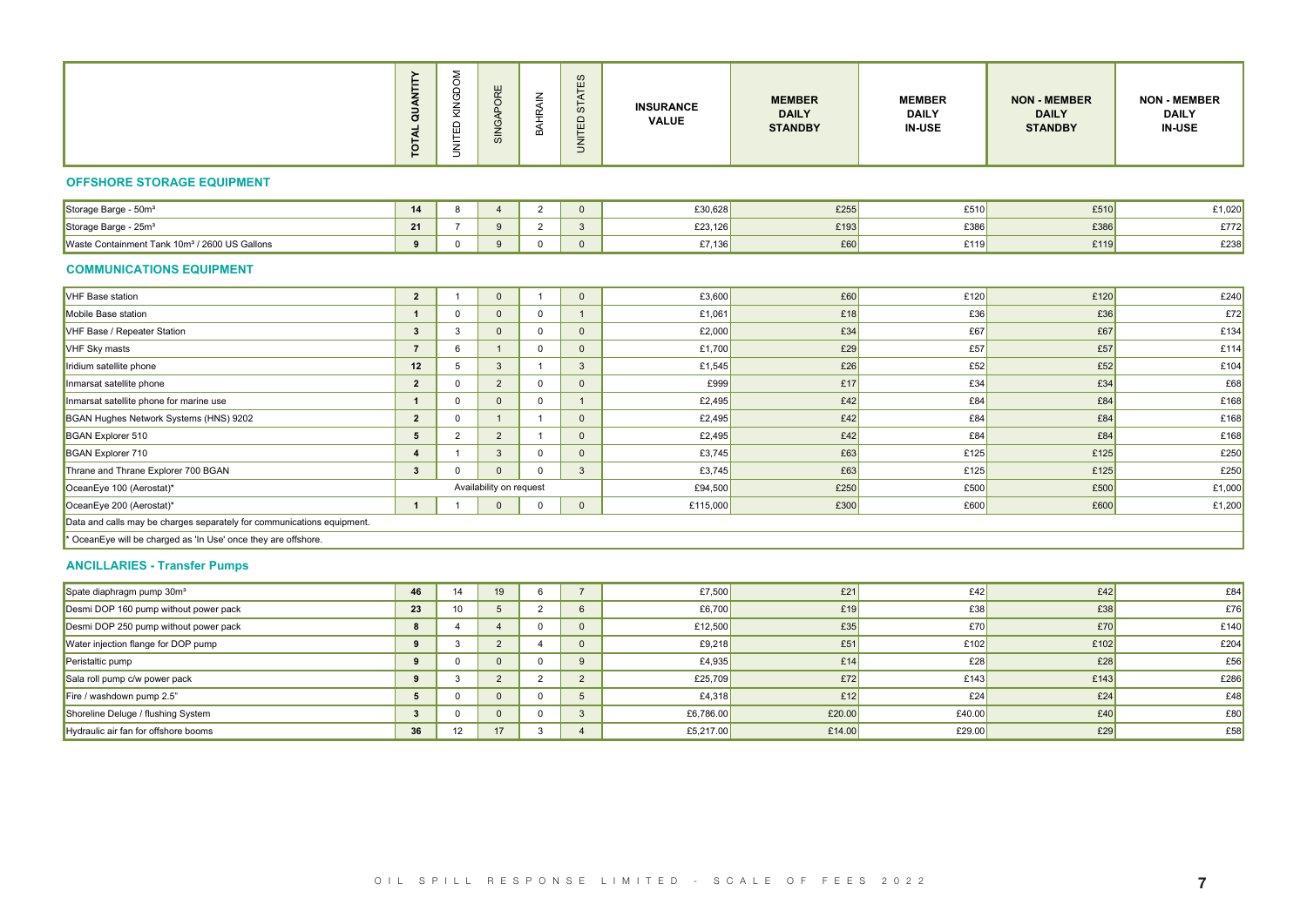| | TOTAL QUANTITY | UNITED KINGDOM | SINGAPORE | BAHRAIN | UNITED STATES | INSURANCE VALUE | MEMBER DAILY STANDBY | MEMBER DAILY IN-USE | NON - MEMBER DAILY STANDBY | NON - MEMBER DAILY IN-USE |
|---|---|---|---|---|---|---|---|---|---|---|

### OFFSHORE STORAGE EQUIPMENT

| | TOTAL QUANTITY | UNITED KINGDOM | SINGAPORE | BAHRAIN | UNITED STATES | INSURANCE VALUE | MEMBER DAILY STANDBY | MEMBER DAILY IN-USE | NON - MEMBER DAILY STANDBY | NON - MEMBER DAILY IN-USE |
|---|---|---|---|---|---|---|---|---|---|---|
| Storage Barge - 50m³ | 14 | 8 | 4 | 2 | 0 | £30,628 | £255 | £510 | £510 | £1,020 |
| Storage Barge - 25m³ | 21 | 7 | 9 | 2 | 3 | £23,126 | £193 | £386 | £386 | £772 |
| Waste Containment Tank 10m³ / 2600 US Gallons | 9 | 0 | 9 | 0 | 0 | £7,136 | £60 | £119 | £119 | £238 |

### COMMUNICATIONS EQUIPMENT

| | TOTAL QUANTITY | UNITED KINGDOM | SINGAPORE | BAHRAIN | UNITED STATES | INSURANCE VALUE | MEMBER DAILY STANDBY | MEMBER DAILY IN-USE | NON - MEMBER DAILY STANDBY | NON - MEMBER DAILY IN-USE |
|---|---|---|---|---|---|---|---|---|---|---|
| VHF Base station | 2 | 1 | 0 | 1 | 0 | £3,600 | £60 | £120 | £120 | £240 |
| Mobile Base station | 1 | 0 | 0 | 0 | 1 | £1,061 | £18 | £36 | £36 | £72 |
| VHF Base / Repeater Station | 3 | 3 | 0 | 0 | 0 | £2,000 | £34 | £67 | £67 | £134 |
| VHF Sky masts | 7 | 6 | 1 | 0 | 0 | £1,700 | £29 | £57 | £57 | £114 |
| Iridium satellite phone | 12 | 5 | 3 | 1 | 3 | £1,545 | £26 | £52 | £52 | £104 |
| Inmarsat satellite phone | 2 | 0 | 2 | 0 | 0 | £999 | £17 | £34 | £34 | £68 |
| Inmarsat satellite phone for marine use | 1 | 0 | 0 | 0 | 1 | £2,495 | £42 | £84 | £84 | £168 |
| BGAN Hughes Network Systems (HNS) 9202 | 2 | 0 | 1 | 1 | 0 | £2,495 | £42 | £84 | £84 | £168 |
| BGAN Explorer 510 | 5 | 2 | 2 | 1 | 0 | £2,495 | £42 | £84 | £84 | £168 |
| BGAN Explorer 710 | 4 | 1 | 3 | 0 | 0 | £3,745 | £63 | £125 | £125 | £250 |
| Thrane and Thrane Explorer 700 BGAN | 3 | 0 | 0 | 0 | 3 | £3,745 | £63 | £125 | £125 | £250 |
| OceanEye 100 (Aerostat)* | Availability on request | | | | | £94,500 | £250 | £500 | £500 | £1,000 |
| OceanEye 200 (Aerostat)* | 1 | 1 | 0 | 0 | 0 | £115,000 | £300 | £600 | £600 | £1,200 |

Data and calls may be charges separately for communications equipment.

* OceanEye will be charged as 'In Use' once they are offshore.

### ANCILLARIES - Transfer Pumps

| | TOTAL QUANTITY | UNITED KINGDOM | SINGAPORE | BAHRAIN | UNITED STATES | INSURANCE VALUE | MEMBER DAILY STANDBY | MEMBER DAILY IN-USE | NON - MEMBER DAILY STANDBY | NON - MEMBER DAILY IN-USE |
|---|---|---|---|---|---|---|---|---|---|---|
| Spate diaphragm pump 30m³ | 46 | 14 | 19 | 6 | 7 | £7,500 | £21 | £42 | £42 | £84 |
| Desmi DOP 160 pump without power pack | 23 | 10 | 5 | 2 | 6 | £6,700 | £19 | £38 | £38 | £76 |
| Desmi DOP 250 pump without power pack | 8 | 4 | 4 | 0 | 0 | £12,500 | £35 | £70 | £70 | £140 |
| Water injection flange for DOP pump | 9 | 3 | 2 | 4 | 0 | £9,218 | £51 | £102 | £102 | £204 |
| Peristaltic pump | 9 | 0 | 0 | 0 | 9 | £4,935 | £14 | £28 | £28 | £56 |
| Sala roll pump c/w power pack | 9 | 3 | 2 | 2 | 2 | £25,709 | £72 | £143 | £143 | £286 |
| Fire / washdown pump 2.5" | 5 | 0 | 0 | 0 | 5 | £4,318 | £12 | £24 | £24 | £48 |
| Shoreline Deluge / flushing System | 3 | 0 | 0 | 0 | 3 | £6,786.00 | £20.00 | £40.00 | £40 | £80 |
| Hydraulic air fan for offshore booms | 36 | 12 | 17 | 3 | 4 | £5,217.00 | £14.00 | £29.00 | £29 | £58 |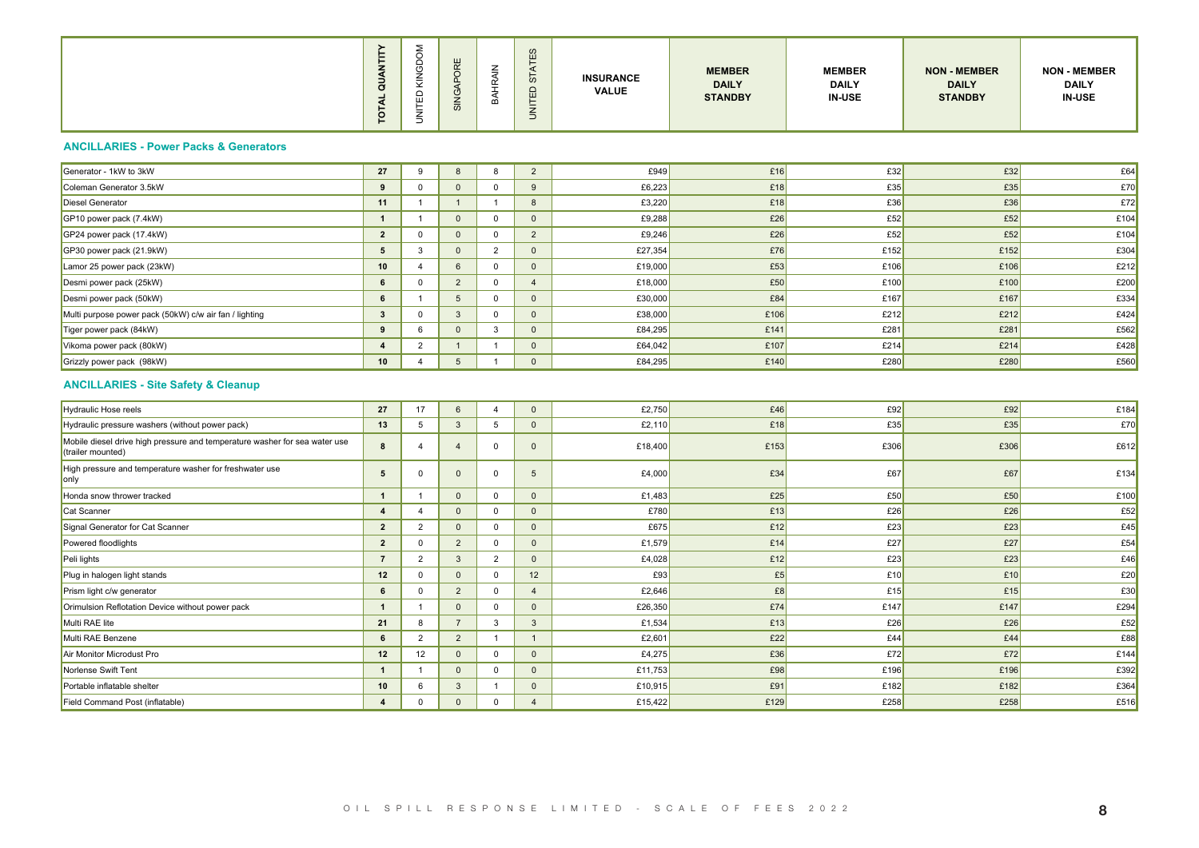| | TOTAL QUANTITY | UNITED KINGDOM | SINGAPORE | BAHRAIN | UNITED STATES | INSURANCE VALUE | MEMBER DAILY STANDBY | MEMBER DAILY IN-USE | NON - MEMBER DAILY STANDBY | NON - MEMBER DAILY IN-USE |
|---|---|---|---|---|---|---|---|---|---|---|

### ANCILLARIES - Power Packs & Generators

| | TOTAL QUANTITY | UNITED KINGDOM | SINGAPORE | BAHRAIN | UNITED STATES | INSURANCE VALUE | MEMBER DAILY STANDBY | MEMBER DAILY IN-USE | NON - MEMBER DAILY STANDBY | NON - MEMBER DAILY IN-USE |
|---|---|---|---|---|---|---|---|---|---|---|
| Generator - 1kW to 3kW | 27 | 9 | 8 | 8 | 2 | £949 | £16 | £32 | £32 | £64 |
| Coleman Generator 3.5kW | 9 | 0 | 0 | 0 | 9 | £6,223 | £18 | £35 | £35 | £70 |
| Diesel Generator | 11 | 1 | 1 | 1 | 8 | £3,220 | £18 | £36 | £36 | £72 |
| GP10 power pack (7.4kW) | 1 | 1 | 0 | 0 | 0 | £9,288 | £26 | £52 | £52 | £104 |
| GP24 power pack (17.4kW) | 2 | 0 | 0 | 0 | 2 | £9,246 | £26 | £52 | £52 | £104 |
| GP30 power pack (21.9kW) | 5 | 3 | 0 | 2 | 0 | £27,354 | £76 | £152 | £152 | £304 |
| Lamor 25 power pack (23kW) | 10 | 4 | 6 | 0 | 0 | £19,000 | £53 | £106 | £106 | £212 |
| Desmi power pack (25kW) | 6 | 0 | 2 | 0 | 4 | £18,000 | £50 | £100 | £100 | £200 |
| Desmi power pack (50kW) | 6 | 1 | 5 | 0 | 0 | £30,000 | £84 | £167 | £167 | £334 |
| Multi purpose power pack (50kW) c/w air fan / lighting | 3 | 0 | 3 | 0 | 0 | £38,000 | £106 | £212 | £212 | £424 |
| Tiger power pack (84kW) | 9 | 6 | 0 | 3 | 0 | £84,295 | £141 | £281 | £281 | £562 |
| Vikoma power pack (80kW) | 4 | 2 | 1 | 1 | 0 | £64,042 | £107 | £214 | £214 | £428 |
| Grizzly power pack (98kW) | 10 | 4 | 5 | 1 | 0 | £84,295 | £140 | £280 | £280 | £560 |

### ANCILLARIES - Site Safety & Cleanup

| | TOTAL QUANTITY | UNITED KINGDOM | SINGAPORE | BAHRAIN | UNITED STATES | INSURANCE VALUE | MEMBER DAILY STANDBY | MEMBER DAILY IN-USE | NON - MEMBER DAILY STANDBY | NON - MEMBER DAILY IN-USE |
|---|---|---|---|---|---|---|---|---|---|---|
| Hydraulic Hose reels | 27 | 17 | 6 | 4 | 0 | £2,750 | £46 | £92 | £92 | £184 |
| Hydraulic pressure washers (without power pack) | 13 | 5 | 3 | 5 | 0 | £2,110 | £18 | £35 | £35 | £70 |
| Mobile diesel drive high pressure and temperature washer for sea water use (trailer mounted) | 8 | 4 | 4 | 0 | 0 | £18,400 | £153 | £306 | £306 | £612 |
| High pressure and temperature washer for freshwater use only | 5 | 0 | 0 | 0 | 5 | £4,000 | £34 | £67 | £67 | £134 |
| Honda snow thrower tracked | 1 | 1 | 0 | 0 | 0 | £1,483 | £25 | £50 | £50 | £100 |
| Cat Scanner | 4 | 4 | 0 | 0 | 0 | £780 | £13 | £26 | £26 | £52 |
| Signal Generator for Cat Scanner | 2 | 2 | 0 | 0 | 0 | £675 | £12 | £23 | £23 | £45 |
| Powered floodlights | 2 | 0 | 2 | 0 | 0 | £1,579 | £14 | £27 | £27 | £54 |
| Peli lights | 7 | 2 | 3 | 2 | 0 | £4,028 | £12 | £23 | £23 | £46 |
| Plug in halogen light stands | 12 | 0 | 0 | 0 | 12 | £93 | £5 | £10 | £10 | £20 |
| Prism light c/w generator | 6 | 0 | 2 | 0 | 4 | £2,646 | £8 | £15 | £15 | £30 |
| Orimulsion Reflotation Device without power pack | 1 | 1 | 0 | 0 | 0 | £26,350 | £74 | £147 | £147 | £294 |
| Multi RAE lite | 21 | 8 | 7 | 3 | 3 | £1,534 | £13 | £26 | £26 | £52 |
| Multi RAE Benzene | 6 | 2 | 2 | 1 | 1 | £2,601 | £22 | £44 | £44 | £88 |
| Air Monitor Microdust Pro | 12 | 12 | 0 | 0 | 0 | £4,275 | £36 | £72 | £72 | £144 |
| Norlense Swift Tent | 1 | 1 | 0 | 0 | 0 | £11,753 | £98 | £196 | £196 | £392 |
| Portable inflatable shelter | 10 | 6 | 3 | 1 | 0 | £10,915 | £91 | £182 | £182 | £364 |
| Field Command Post (inflatable) | 4 | 0 | 0 | 0 | 4 | £15,422 | £129 | £258 | £258 | £516 |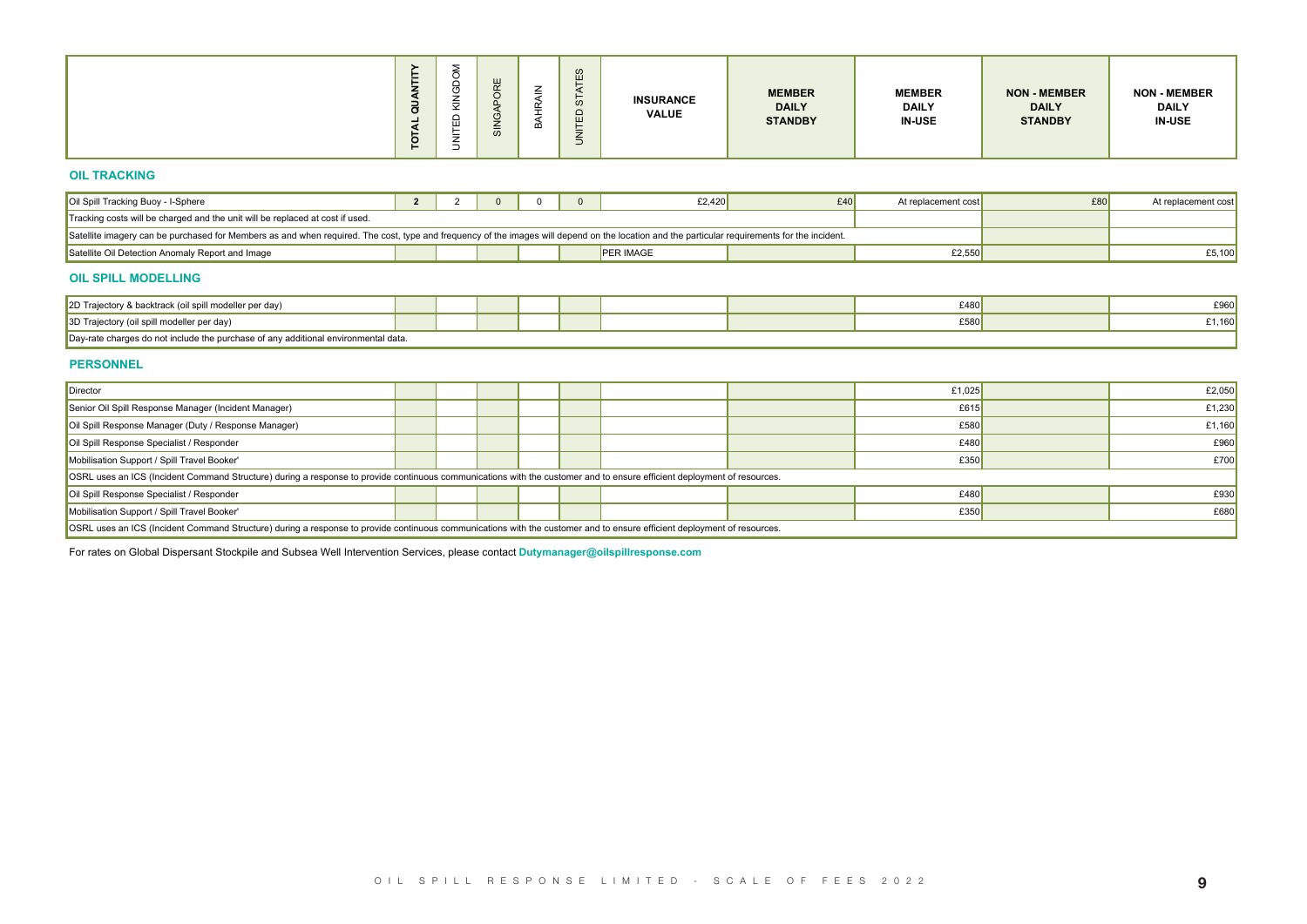| | TOTAL QUANTITY | UNITED KINGDOM | SINGAPORE | BAHRAIN | UNITED STATES | INSURANCE VALUE | MEMBER DAILY STANDBY | MEMBER DAILY IN-USE | NON - MEMBER DAILY STANDBY | NON - MEMBER DAILY IN-USE |
|---|---|---|---|---|---|---|---|---|---|---|

## OIL TRACKING

| | | | | | | | | | | |
|---|---|---|---|---|---|---|---|---|---|---|
| Oil Spill Tracking Buoy - I-Sphere | 2 | 2 | 0 | 0 | 0 | £2,420 | £40 | At replacement cost | £80 | At replacement cost |
| Tracking costs will be charged and the unit will be replaced at cost if used. | | | | | | | | | | |
| Satellite imagery can be purchased for Members as and when required. The cost, type and frequency of the images will depend on the location and the particular requirements for the incident. | | | | | | | | | | |
| Satellite Oil Detection Anomaly Report and Image | | | | | | PER IMAGE | | £2,550 | | £5,100 |

## OIL SPILL MODELLING

| | | | | | | | | | | |
|---|---|---|---|---|---|---|---|---|---|---|
| 2D Trajectory & backtrack (oil spill modeller per day) | | | | | | | | £480 | | £960 |
| 3D Trajectory (oil spill modeller per day) | | | | | | | | £580 | | £1,160 |
| Day-rate charges do not include the purchase of any additional environmental data. | | | | | | | | | | |

## PERSONNEL

| | | | | | | | | | | |
|---|---|---|---|---|---|---|---|---|---|---|
| Director | | | | | | | | £1,025 | | £2,050 |
| Senior Oil Spill Response Manager (Incident Manager) | | | | | | | | £615 | | £1,230 |
| Oil Spill Response Manager (Duty / Response Manager) | | | | | | | | £580 | | £1,160 |
| Oil Spill Response Specialist / Responder | | | | | | | | £480 | | £960 |
| Mobilisation Support / Spill Travel Booker' | | | | | | | | £350 | | £700 |
| OSRL uses an ICS (Incident Command Structure) during a response to provide continuous communications with the customer and to ensure efficient deployment of resources. | | | | | | | | | | |
| Oil Spill Response Specialist / Responder | | | | | | | | £480 | | £930 |
| Mobilisation Support / Spill Travel Booker' | | | | | | | | £350 | | £680 |
| OSRL uses an ICS (Incident Command Structure) during a response to provide continuous communications with the customer and to ensure efficient deployment of resources. | | | | | | | | | | |

For rates on Global Dispersant Stockpile and Subsea Well Intervention Services, please contact **Dutymanager@oilspillresponse.com**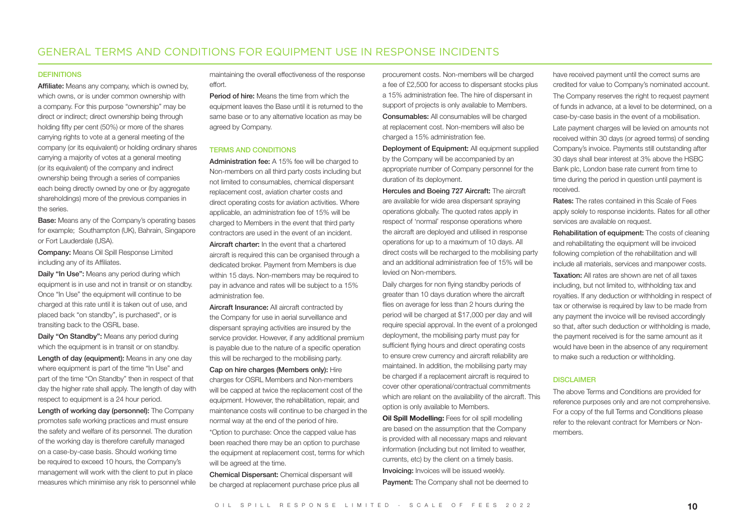# GENERAL TERMS AND CONDITIONS FOR EQUIPMENT USE IN RESPONSE INCIDENTS

## DEFINITIONS

**Affiliate:** Means any company, which is owned by, which owns, or is under common ownership with a company. For this purpose "ownership" may be direct or indirect; direct ownership being through holding fifty per cent (50%) or more of the shares carrying rights to vote at a general meeting of the company (or its equivalent) or holding ordinary shares carrying a majority of votes at a general meeting (or its equivalent) of the company and indirect ownership being through a series of companies each being directly owned by one or (by aggregate shareholdings) more of the previous companies in the series.

**Base:** Means any of the Company's operating bases for example; Southampton (UK), Bahrain, Singapore or Fort Lauderdale (USA).

**Company:** Means Oil Spill Response Limited including any of its Affiliates.

**Daily "In Use":** Means any period during which equipment is in use and not in transit or on standby. Once "In Use" the equipment will continue to be charged at this rate until it is taken out of use, and placed back "on standby", is purchased*, or is transiting back to the OSRL base.

**Daily "On Standby":** Means any period during which the equipment is in transit or on standby.

**Length of day (equipment):** Means in any one day where equipment is part of the time "In Use" and part of the time "On Standby" then in respect of that day the higher rate shall apply. The length of day with respect to equipment is a 24 hour period.

**Length of working day (personnel):** The Company promotes safe working practices and must ensure the safety and welfare of its personnel. The duration of the working day is therefore carefully managed on a case-by-case basis. Should working time be required to exceed 10 hours, the Company's management will work with the client to put in place measures which minimise any risk to personnel while maintaining the overall effectiveness of the response effort.

**Period of hire:** Means the time from which the equipment leaves the Base until it is returned to the same base or to any alternative location as may be agreed by Company.

## TERMS AND CONDITIONS

**Administration fee:** A 15% fee will be charged to Non-members on all third party costs including but not limited to consumables, chemical dispersant replacement cost, aviation charter costs and direct operating costs for aviation activities. Where applicable, an administration fee of 15% will be charged to Members in the event that third party contractors are used in the event of an incident.

**Aircraft charter:** In the event that a chartered aircraft is required this can be organised through a dedicated broker. Payment from Members is due within 15 days. Non-members may be required to pay in advance and rates will be subject to a 15% administration fee.

**Aircraft Insurance:** All aircraft contracted by the Company for use in aerial surveillance and dispersant spraying activities are insured by the service provider. However, if any additional premium is payable due to the nature of a specific operation this will be recharged to the mobilising party.

**Cap on hire charges (Members only):** Hire charges for OSRL Members and Non-members will be capped at twice the replacement cost of the equipment. However, the rehabilitation, repair, and maintenance costs will continue to be charged in the normal way at the end of the period of hire.

*Option to purchase: Once the capped value has been reached there may be an option to purchase the equipment at replacement cost, terms for which will be agreed at the time.

**Chemical Dispersant:** Chemical dispersant will be charged at replacement purchase price plus all procurement costs. Non-members will be charged a fee of £2,500 for access to dispersant stocks plus a 15% administration fee. The hire of dispersant in support of projects is only available to Members.

**Consumables:** All consumables will be charged at replacement cost. Non-members will also be charged a 15% administration fee.

**Deployment of Equipment:** All equipment supplied by the Company will be accompanied by an appropriate number of Company personnel for the duration of its deployment.

**Hercules and Boeing 727 Aircraft:** The aircraft are available for wide area dispersant spraying operations globally. The quoted rates apply in respect of 'normal' response operations where the aircraft are deployed and utilised in response operations for up to a maximum of 10 days. All direct costs will be recharged to the mobilising party and an additional administration fee of 15% will be levied on Non-members.

Daily charges for non flying standby periods of greater than 10 days duration where the aircraft flies on average for less than 2 hours during the period will be charged at $17,000 per day and will require special approval. In the event of a prolonged deployment, the mobilising party must pay for sufficient flying hours and direct operating costs to ensure crew currency and aircraft reliability are maintained. In addition, the mobilising party may be charged if a replacement aircraft is required to cover other operational/contractual commitments which are reliant on the availability of the aircraft. This option is only available to Members.

**Oil Spill Modelling:** Fees for oil spill modelling are based on the assumption that the Company is provided with all necessary maps and relevant information (including but not limited to weather, currents, etc) by the client on a timely basis.

**Invoicing:** Invoices will be issued weekly.

**Payment:** The Company shall not be deemed to have received payment until the correct sums are credited for value to Company's nominated account.

The Company reserves the right to request payment of funds in advance, at a level to be determined, on a case-by-case basis in the event of a mobilisation.

Late payment charges will be levied on amounts not received within 30 days (or agreed terms) of sending Company's invoice. Payments still outstanding after 30 days shall bear interest at 3% above the HSBC Bank plc, London base rate current from time to time during the period in question until payment is received.

**Rates:** The rates contained in this Scale of Fees apply solely to response incidents. Rates for all other services are available on request.

**Rehabilitation of equipment:** The costs of cleaning and rehabilitating the equipment will be invoiced following completion of the rehabilitation and will include all materials, services and manpower costs.

**Taxation:** All rates are shown are net of all taxes including, but not limited to, withholding tax and royalties. If any deduction or withholding in respect of tax or otherwise is required by law to be made from any payment the invoice will be revised accordingly so that, after such deduction or withholding is made, the payment received is for the same amount as it would have been in the absence of any requirement to make such a reduction or withholding.

## DISCLAIMER

The above Terms and Conditions are provided for reference purposes only and are not comprehensive. For a copy of the full Terms and Conditions please refer to the relevant contract for Members or Non-members.